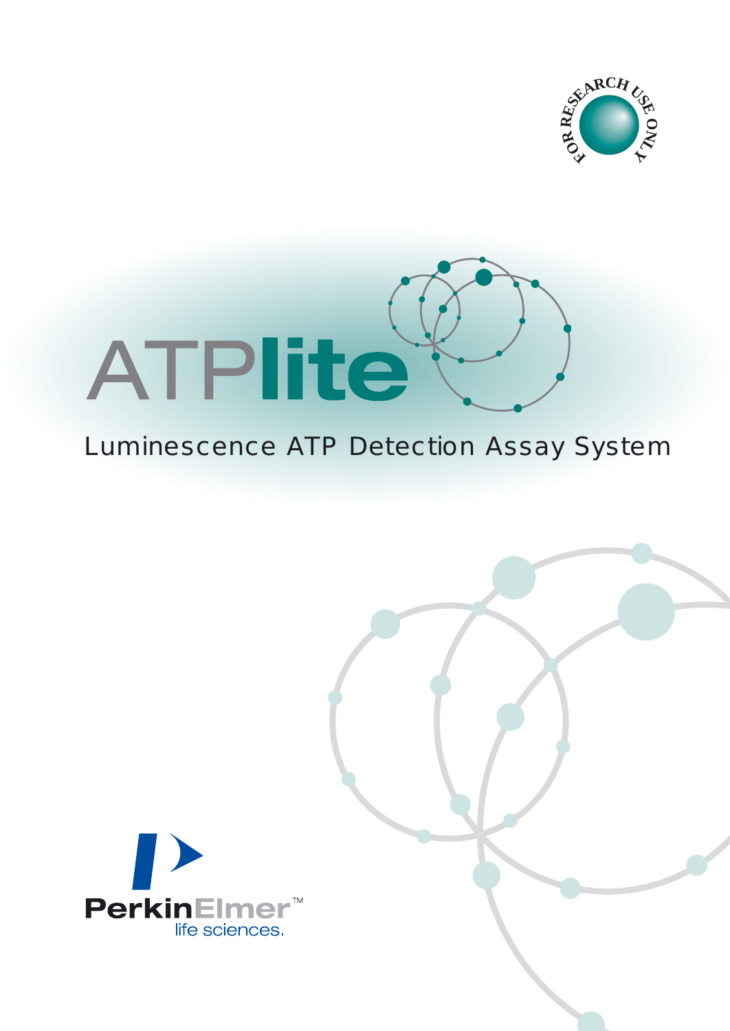FOR RESEARCH USE ONLY

# ATPlite

Luminescence ATP Detection Assay System

PerkinElmer™
life sciences.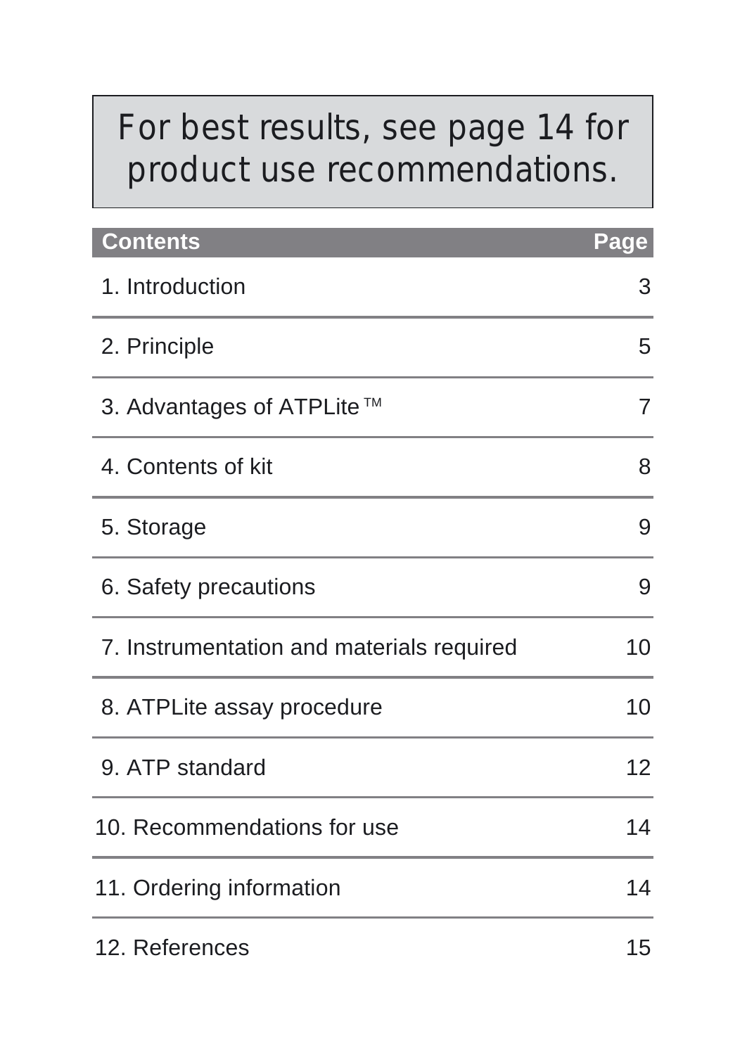For best results, see page 14 for product use recommendations.

| Contents | Page |
| --- | --- |
| 1. Introduction | 3 |
| 2. Principle | 5 |
| 3. Advantages of ATPLite™ | 7 |
| 4. Contents of kit | 8 |
| 5. Storage | 9 |
| 6. Safety precautions | 9 |
| 7. Instrumentation and materials required | 10 |
| 8. ATPLite assay procedure | 10 |
| 9. ATP standard | 12 |
| 10. Recommendations for use | 14 |
| 11. Ordering information | 14 |
| 12. References | 15 |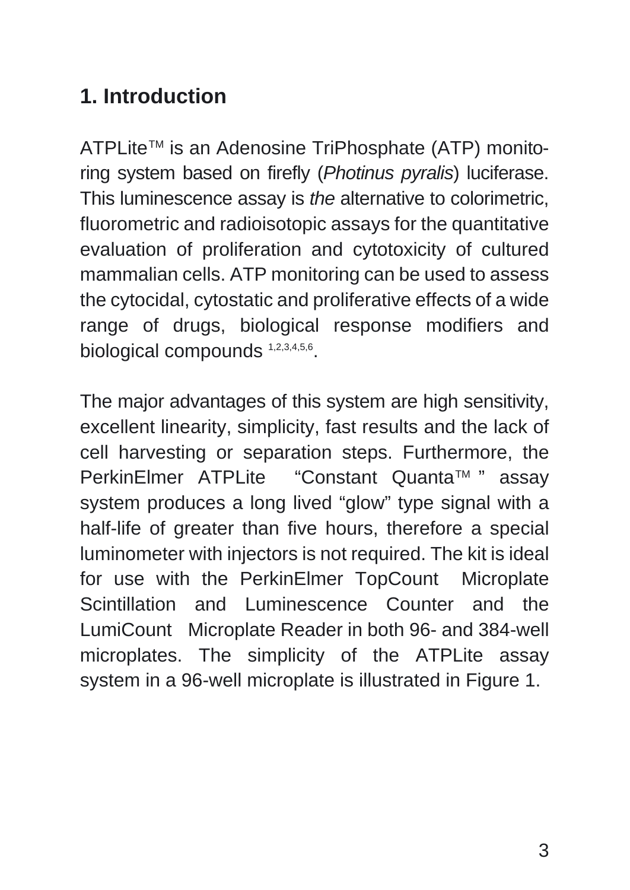## 1. Introduction

ATPLite™ is an Adenosine TriPhosphate (ATP) monitoring system based on firefly (*Photinus pyralis*) luciferase. This luminescence assay is *the* alternative to colorimetric, fluorometric and radioisotopic assays for the quantitative evaluation of proliferation and cytotoxicity of cultured mammalian cells. ATP monitoring can be used to assess the cytocidal, cytostatic and proliferative effects of a wide range of drugs, biological response modifiers and biological compounds [1,2,3,4,5,6].

The major advantages of this system are high sensitivity, excellent linearity, simplicity, fast results and the lack of cell harvesting or separation steps. Furthermore, the PerkinElmer ATPLite "Constant Quanta™" assay system produces a long lived "glow" type signal with a half-life of greater than five hours, therefore a special luminometer with injectors is not required. The kit is ideal for use with the PerkinElmer TopCount Microplate Scintillation and Luminescence Counter and the LumiCount Microplate Reader in both 96- and 384-well microplates. The simplicity of the ATPLite assay system in a 96-well microplate is illustrated in Figure 1.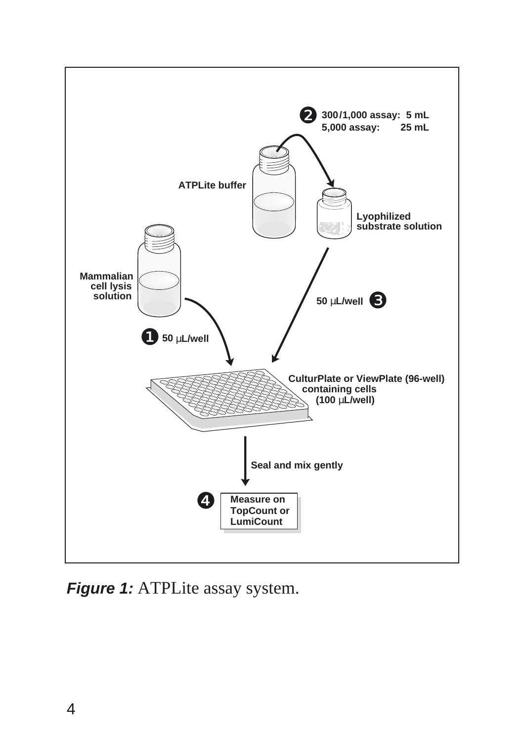300/1,000 assay: 5 mL
5,000 assay: 25 mL

ATPLite buffer

Lyophilized substrate solution

Mammalian cell lysis solution

50 µL/well

50 µL/well

CulturPlate or ViewPlate (96-well) containing cells (100 µL/well)

Seal and mix gently

Measure on TopCount or LumiCount

***Figure 1:*** ATPLite assay system.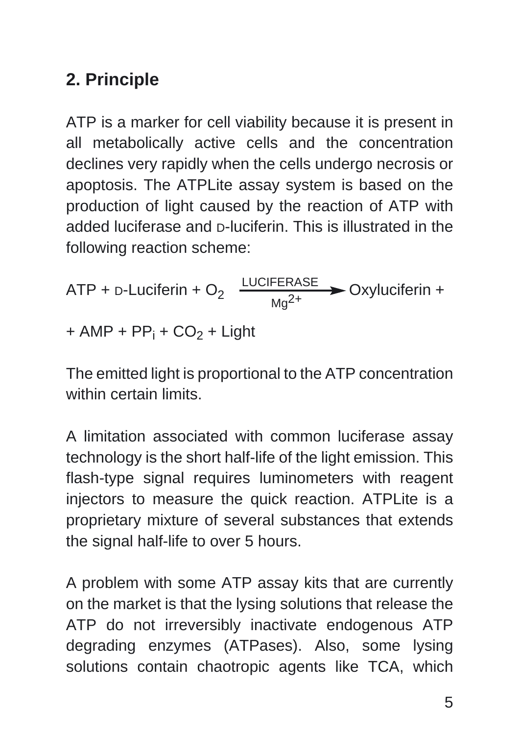## 2. Principle

ATP is a marker for cell viability because it is present in all metabolically active cells and the concentration declines very rapidly when the cells undergo necrosis or apoptosis. The ATPLite assay system is based on the production of light caused by the reaction of ATP with added luciferase and D-luciferin. This is illustrated in the following reaction scheme:

$$\text{ATP} + \text{D-Luciferin} + O_2 \xrightarrow[\text{Mg}^{2+}]{\text{LUCIFERASE}} \text{Oxyluciferin} +$$

$$+ \text{AMP} + \text{PP}_i + CO_2 + \text{Light}$$

The emitted light is proportional to the ATP concentration within certain limits.

A limitation associated with common luciferase assay technology is the short half-life of the light emission. This flash-type signal requires luminometers with reagent injectors to measure the quick reaction. ATPLite is a proprietary mixture of several substances that extends the signal half-life to over 5 hours.

A problem with some ATP assay kits that are currently on the market is that the lysing solutions that release the ATP do not irreversibly inactivate endogenous ATP degrading enzymes (ATPases). Also, some lysing solutions contain chaotropic agents like TCA, which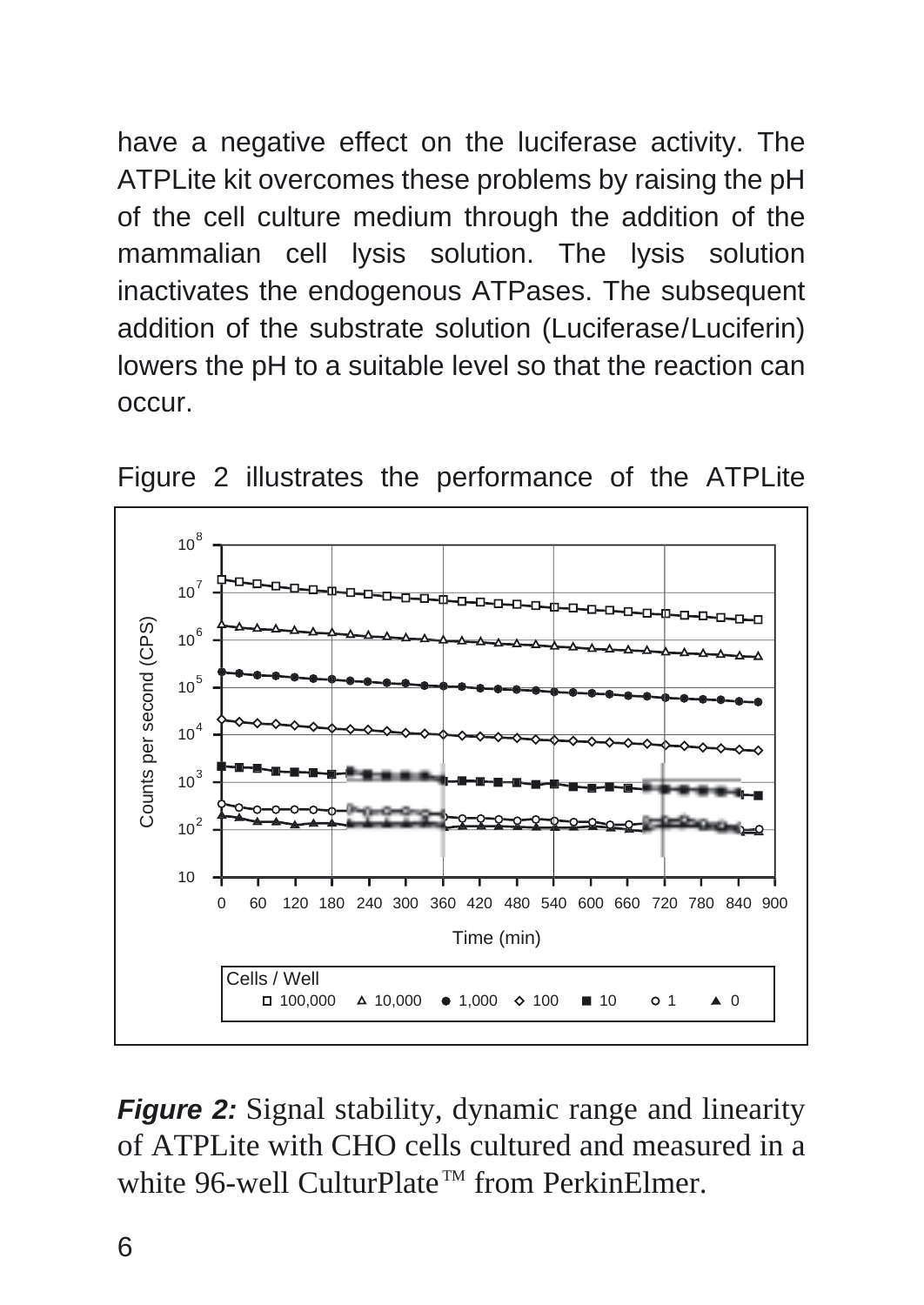have a negative effect on the luciferase activity. The ATPLite kit overcomes these problems by raising the pH of the cell culture medium through the addition of the mammalian cell lysis solution. The lysis solution inactivates the endogenous ATPases. The subsequent addition of the substrate solution (Luciferase/Luciferin) lowers the pH to a suitable level so that the reaction can occur.

Figure 2 illustrates the performance of the ATPLite

***Figure 2:*** Signal stability, dynamic range and linearity of ATPLite with CHO cells cultured and measured in a white 96-well CulturPlate™ from PerkinElmer.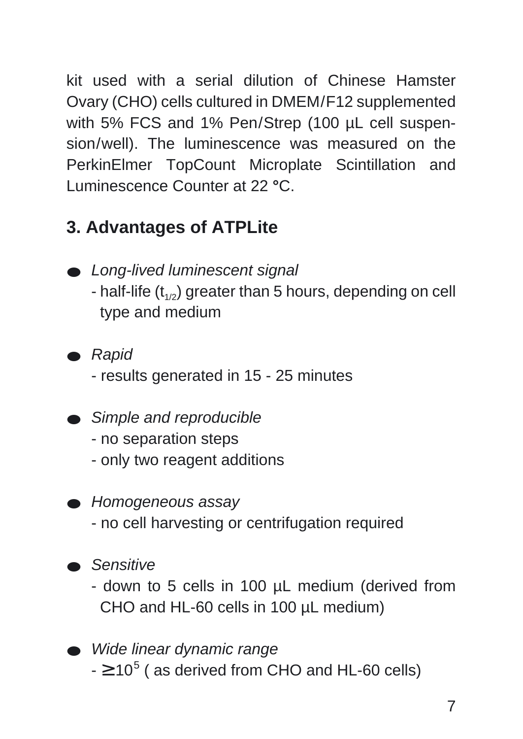kit used with a serial dilution of Chinese Hamster Ovary (CHO) cells cultured in DMEM/F12 supplemented with 5% FCS and 1% Pen/Strep (100 µL cell suspension/well). The luminescence was measured on the PerkinElmer TopCount Microplate Scintillation and Luminescence Counter at 22 °C.

## 3. Advantages of ATPLite

- *Long-lived luminescent signal*
  - half-life ($t_{1/2}$) greater than 5 hours, depending on cell type and medium
- *Rapid*
  - results generated in 15 - 25 minutes
- *Simple and reproducible*
  - no separation steps
  - only two reagent additions
- *Homogeneous assay*
  - no cell harvesting or centrifugation required
- *Sensitive*
  - down to 5 cells in 100 µL medium (derived from CHO and HL-60 cells in 100 µL medium)
- *Wide linear dynamic range*
  - $\geq 10^5$ ( as derived from CHO and HL-60 cells)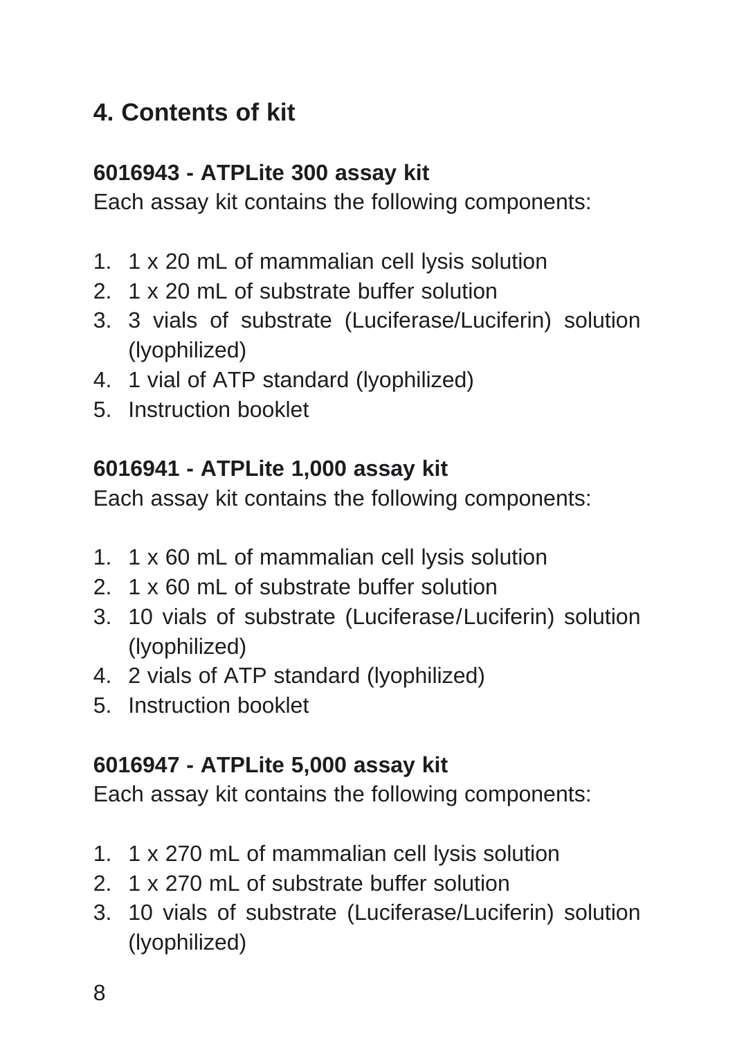## 4. Contents of kit

**6016943 - ATPLite 300 assay kit**

Each assay kit contains the following components:

1. 1 x 20 mL of mammalian cell lysis solution
2. 1 x 20 mL of substrate buffer solution
3. 3 vials of substrate (Luciferase/Luciferin) solution (lyophilized)
4. 1 vial of ATP standard (lyophilized)
5. Instruction booklet

**6016941 - ATPLite 1,000 assay kit**

Each assay kit contains the following components:

1. 1 x 60 mL of mammalian cell lysis solution
2. 1 x 60 mL of substrate buffer solution
3. 10 vials of substrate (Luciferase/Luciferin) solution (lyophilized)
4. 2 vials of ATP standard (lyophilized)
5. Instruction booklet

**6016947 - ATPLite 5,000 assay kit**

Each assay kit contains the following components:

1. 1 x 270 mL of mammalian cell lysis solution
2. 1 x 270 mL of substrate buffer solution
3. 10 vials of substrate (Luciferase/Luciferin) solution (lyophilized)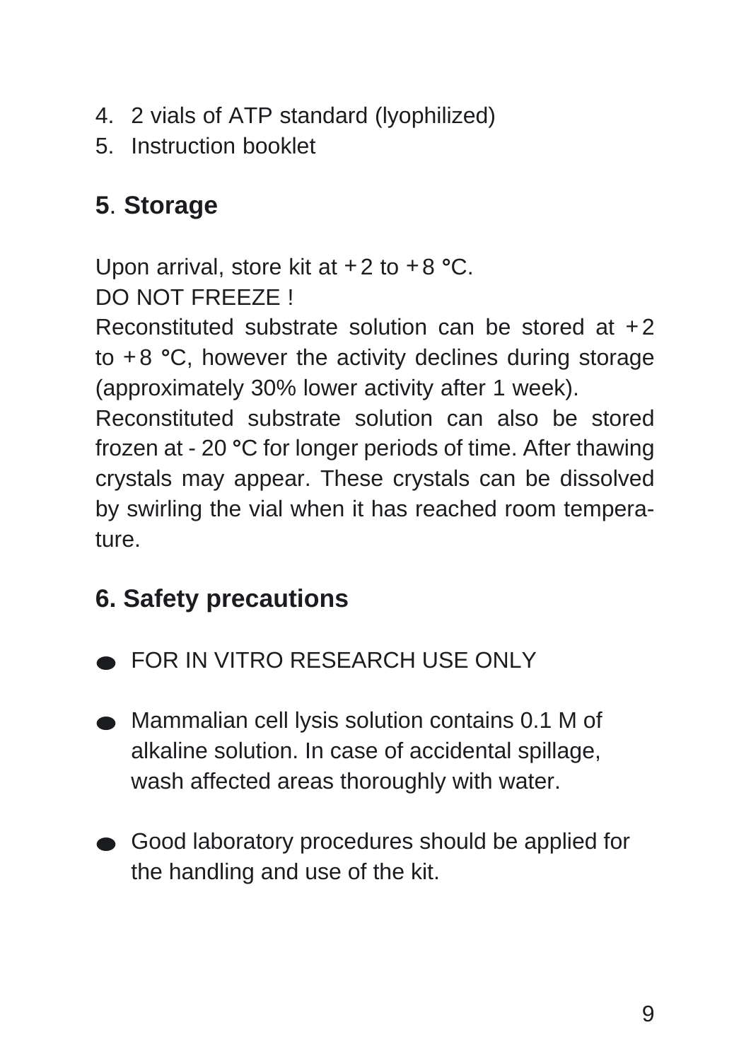4. 2 vials of ATP standard (lyophilized)
5. Instruction booklet

## 5. Storage

Upon arrival, store kit at + 2 to + 8 °C.
DO NOT FREEZE !
Reconstituted substrate solution can be stored at + 2 to + 8 °C, however the activity declines during storage (approximately 30% lower activity after 1 week).
Reconstituted substrate solution can also be stored frozen at - 20 °C for longer periods of time. After thawing crystals may appear. These crystals can be dissolved by swirling the vial when it has reached room temperature.

## 6. Safety precautions

- FOR IN VITRO RESEARCH USE ONLY
- Mammalian cell lysis solution contains 0.1 M of alkaline solution. In case of accidental spillage, wash affected areas thoroughly with water.
- Good laboratory procedures should be applied for the handling and use of the kit.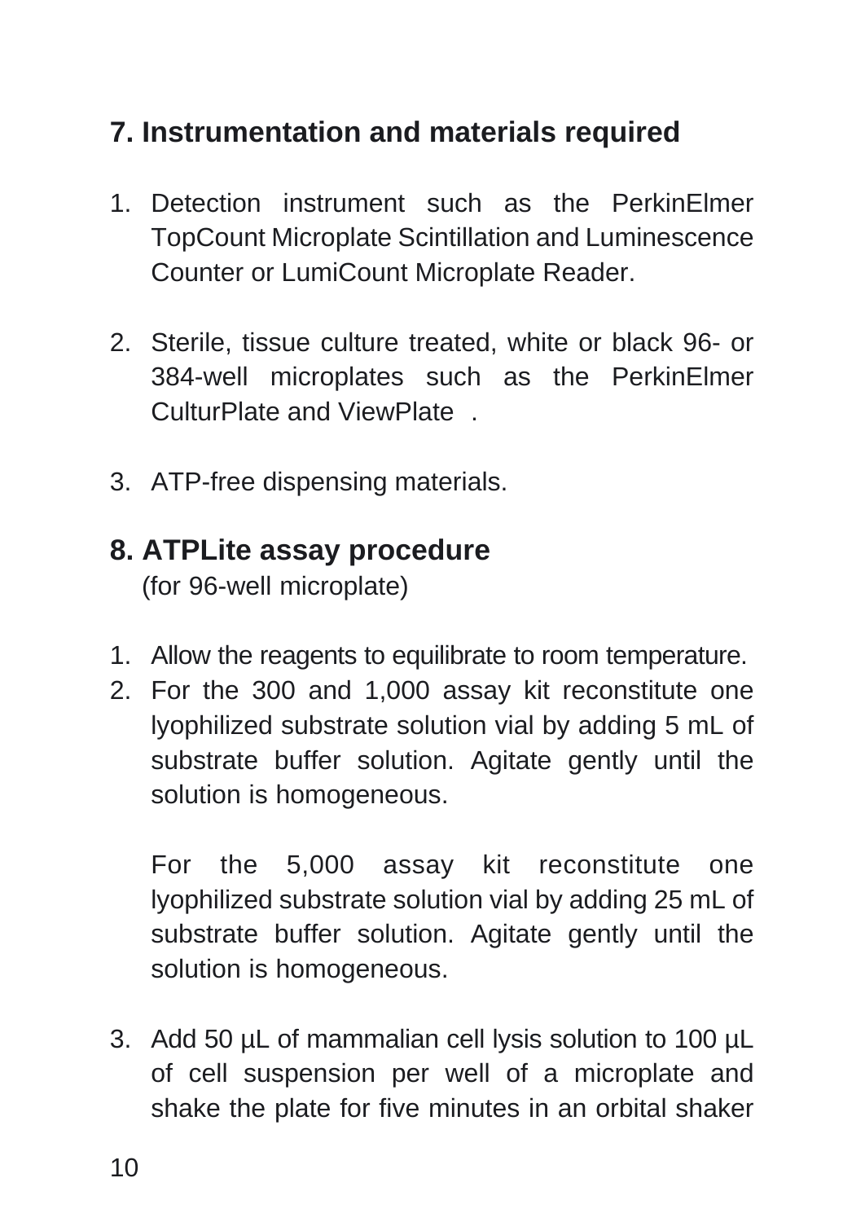## 7. Instrumentation and materials required

1. Detection instrument such as the PerkinElmer TopCount Microplate Scintillation and Luminescence Counter or LumiCount Microplate Reader.

2. Sterile, tissue culture treated, white or black 96- or 384-well microplates such as the PerkinElmer CulturPlate and ViewPlate .

3. ATP-free dispensing materials.

## 8. ATPLite assay procedure

(for 96-well microplate)

1. Allow the reagents to equilibrate to room temperature.
2. For the 300 and 1,000 assay kit reconstitute one lyophilized substrate solution vial by adding 5 mL of substrate buffer solution. Agitate gently until the solution is homogeneous.

   For the 5,000 assay kit reconstitute one lyophilized substrate solution vial by adding 25 mL of substrate buffer solution. Agitate gently until the solution is homogeneous.

3. Add 50 µL of mammalian cell lysis solution to 100 µL of cell suspension per well of a microplate and shake the plate for five minutes in an orbital shaker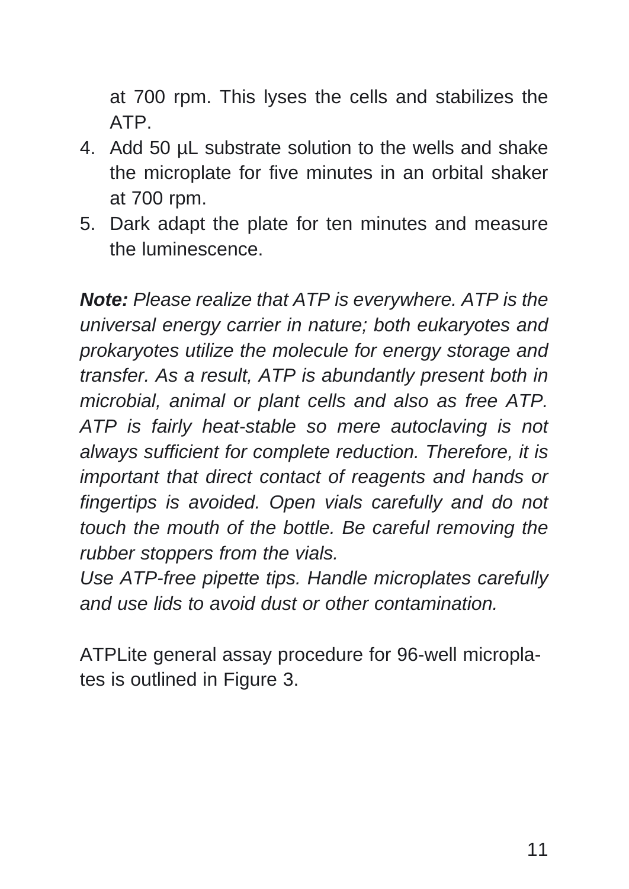at 700 rpm. This lyses the cells and stabilizes the ATP.

4. Add 50 µL substrate solution to the wells and shake the microplate for five minutes in an orbital shaker at 700 rpm.
5. Dark adapt the plate for ten minutes and measure the luminescence.

***Note:*** *Please realize that ATP is everywhere. ATP is the universal energy carrier in nature; both eukaryotes and prokaryotes utilize the molecule for energy storage and transfer. As a result, ATP is abundantly present both in microbial, animal or plant cells and also as free ATP. ATP is fairly heat-stable so mere autoclaving is not always sufficient for complete reduction. Therefore, it is important that direct contact of reagents and hands or fingertips is avoided. Open vials carefully and do not touch the mouth of the bottle. Be careful removing the rubber stoppers from the vials.*
*Use ATP-free pipette tips. Handle microplates carefully and use lids to avoid dust or other contamination.*

ATPLite general assay procedure for 96-well microplates is outlined in Figure 3.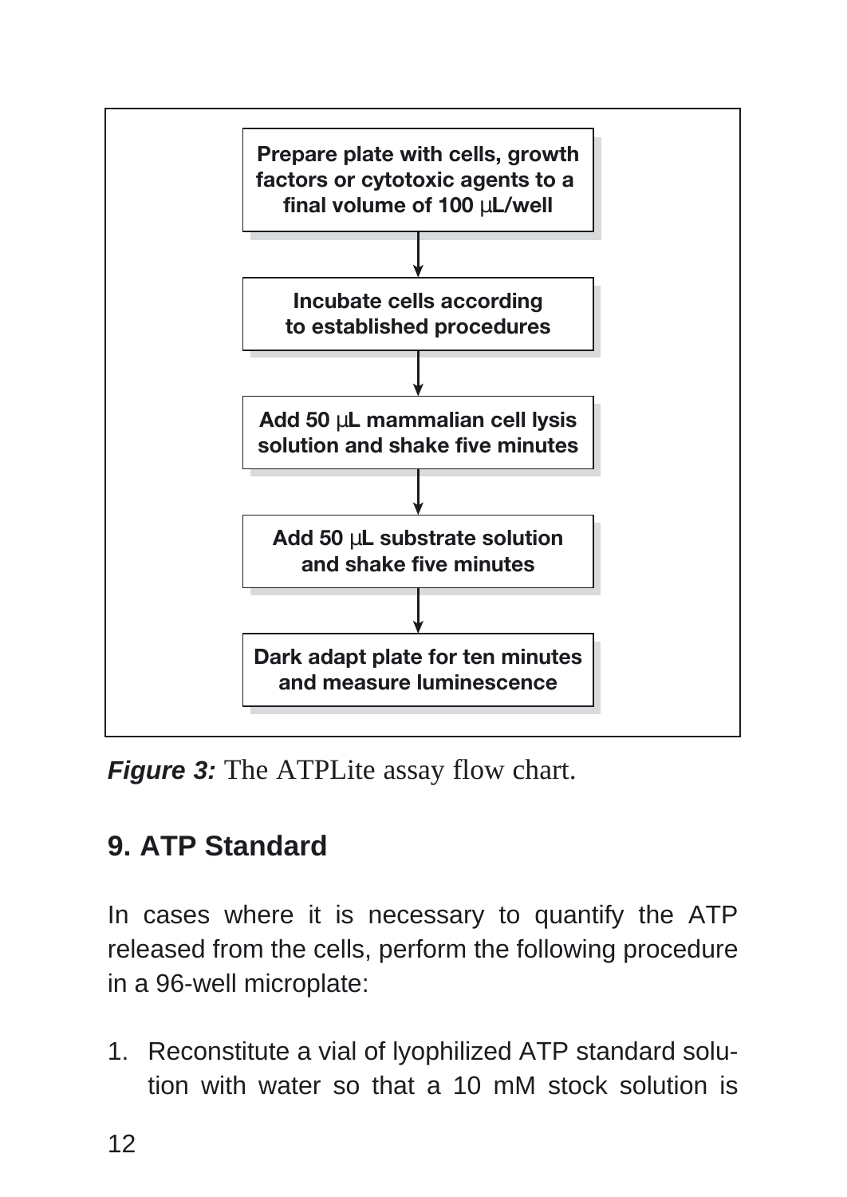Prepare plate with cells, growth factors or cytotoxic agents to a final volume of 100 µL/well

↓

Incubate cells according to established procedures

↓

Add 50 µL mammalian cell lysis solution and shake five minutes

↓

Add 50 µL substrate solution and shake five minutes

↓

Dark adapt plate for ten minutes and measure luminescence

***Figure 3:*** The ATPLite assay flow chart.

## 9. ATP Standard

In cases where it is necessary to quantify the ATP released from the cells, perform the following procedure in a 96-well microplate:

1. Reconstitute a vial of lyophilized ATP standard solution with water so that a 10 mM stock solution is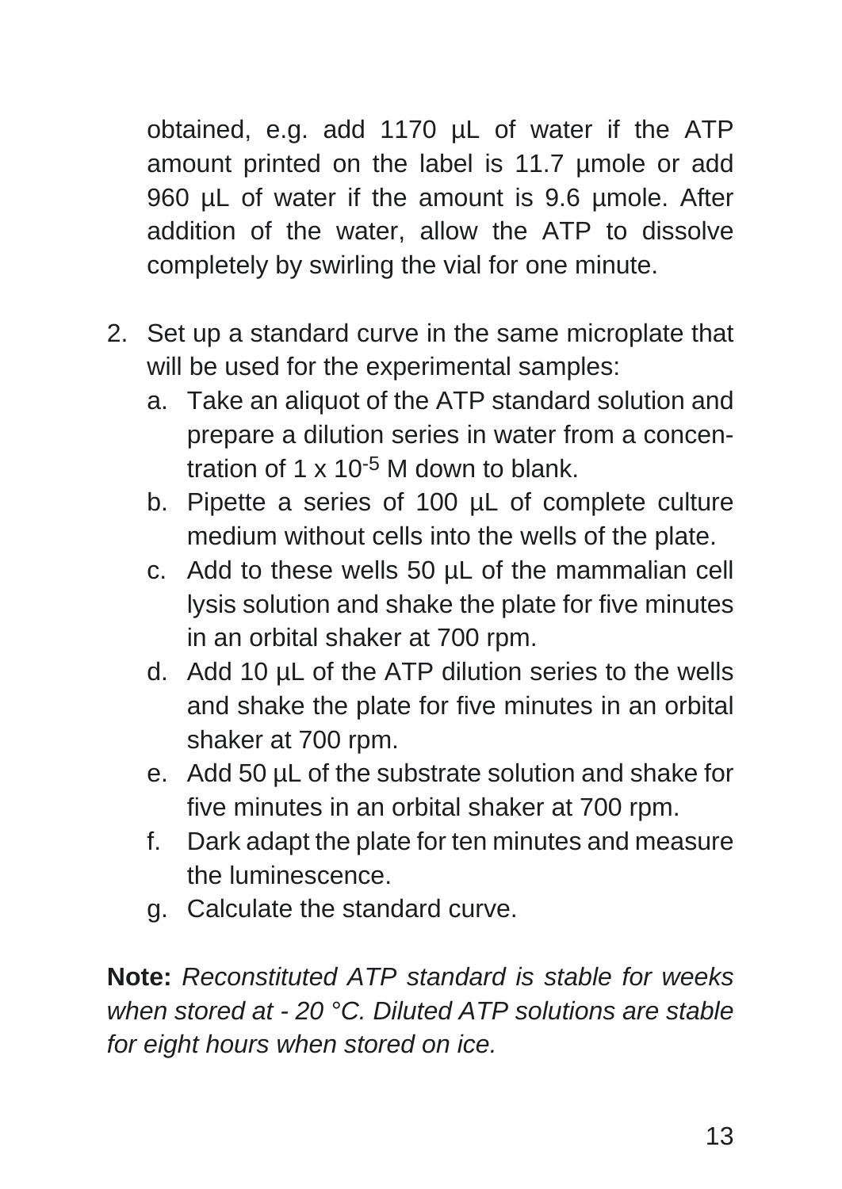obtained, e.g. add 1170 µL of water if the ATP amount printed on the label is 11.7 µmole or add 960 µL of water if the amount is 9.6 µmole. After addition of the water, allow the ATP to dissolve completely by swirling the vial for one minute.

2. Set up a standard curve in the same microplate that will be used for the experimental samples:
   a. Take an aliquot of the ATP standard solution and prepare a dilution series in water from a concentration of $1 \times 10^{-5}$ M down to blank.
   b. Pipette a series of 100 µL of complete culture medium without cells into the wells of the plate.
   c. Add to these wells 50 µL of the mammalian cell lysis solution and shake the plate for five minutes in an orbital shaker at 700 rpm.
   d. Add 10 µL of the ATP dilution series to the wells and shake the plate for five minutes in an orbital shaker at 700 rpm.
   e. Add 50 µL of the substrate solution and shake for five minutes in an orbital shaker at 700 rpm.
   f. Dark adapt the plate for ten minutes and measure the luminescence.
   g. Calculate the standard curve.

**Note:** *Reconstituted ATP standard is stable for weeks when stored at - 20 °C. Diluted ATP solutions are stable for eight hours when stored on ice.*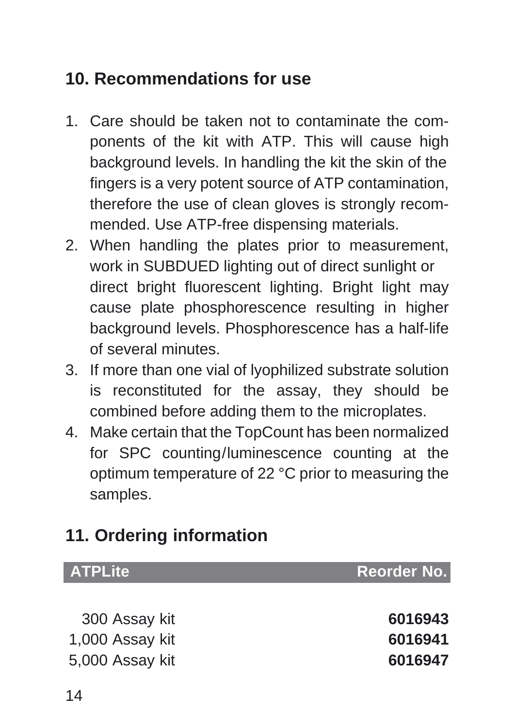## 10. Recommendations for use

1. Care should be taken not to contaminate the components of the kit with ATP. This will cause high background levels. In handling the kit the skin of the fingers is a very potent source of ATP contamination, therefore the use of clean gloves is strongly recommended. Use ATP-free dispensing materials.
2. When handling the plates prior to measurement, work in SUBDUED lighting out of direct sunlight or direct bright fluorescent lighting. Bright light may cause plate phosphorescence resulting in higher background levels. Phosphorescence has a half-life of several minutes.
3. If more than one vial of lyophilized substrate solution is reconstituted for the assay, they should be combined before adding them to the microplates.
4. Make certain that the TopCount has been normalized for SPC counting/luminescence counting at the optimum temperature of 22 °C prior to measuring the samples.

## 11. Ordering information

| ATPLite | Reorder No. |
|---|---|
| 300 Assay kit | **6016943** |
| 1,000 Assay kit | **6016941** |
| 5,000 Assay kit | **6016947** |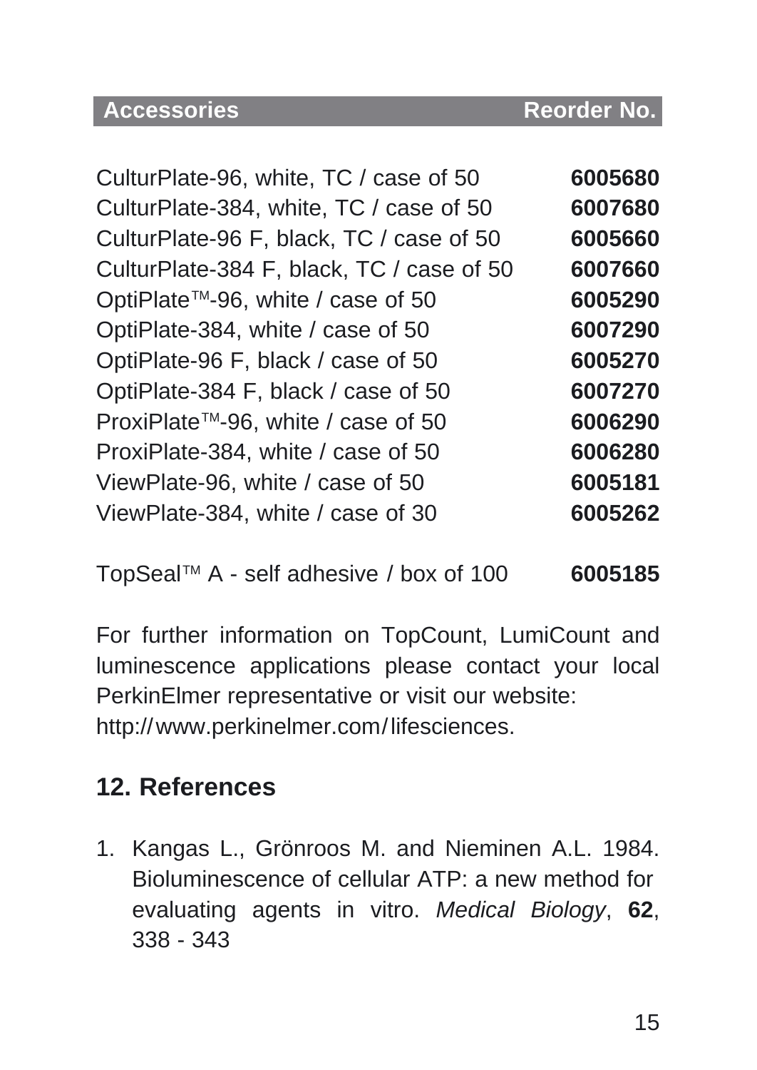| Accessories | Reorder No. |
| --- | --- |
| CulturPlate-96, white, TC / case of 50 | **6005680** |
| CulturPlate-384, white, TC / case of 50 | **6007680** |
| CulturPlate-96 F, black, TC / case of 50 | **6005660** |
| CulturPlate-384 F, black, TC / case of 50 | **6007660** |
| OptiPlate™-96, white / case of 50 | **6005290** |
| OptiPlate-384, white / case of 50 | **6007290** |
| OptiPlate-96 F, black / case of 50 | **6005270** |
| OptiPlate-384 F, black / case of 50 | **6007270** |
| ProxiPlate™-96, white / case of 50 | **6006290** |
| ProxiPlate-384, white / case of 50 | **6006280** |
| ViewPlate-96, white / case of 50 | **6005181** |
| ViewPlate-384, white / case of 30 | **6005262** |
| TopSeal™ A - self adhesive / box of 100 | **6005185** |

For further information on TopCount, LumiCount and luminescence applications please contact your local PerkinElmer representative or visit our website: http://www.perkinelmer.com/lifesciences.

## 12. References

1. Kangas L., Grönroos M. and Nieminen A.L. 1984. Bioluminescence of cellular ATP: a new method for evaluating agents in vitro. *Medical Biology*, **62**, 338 - 343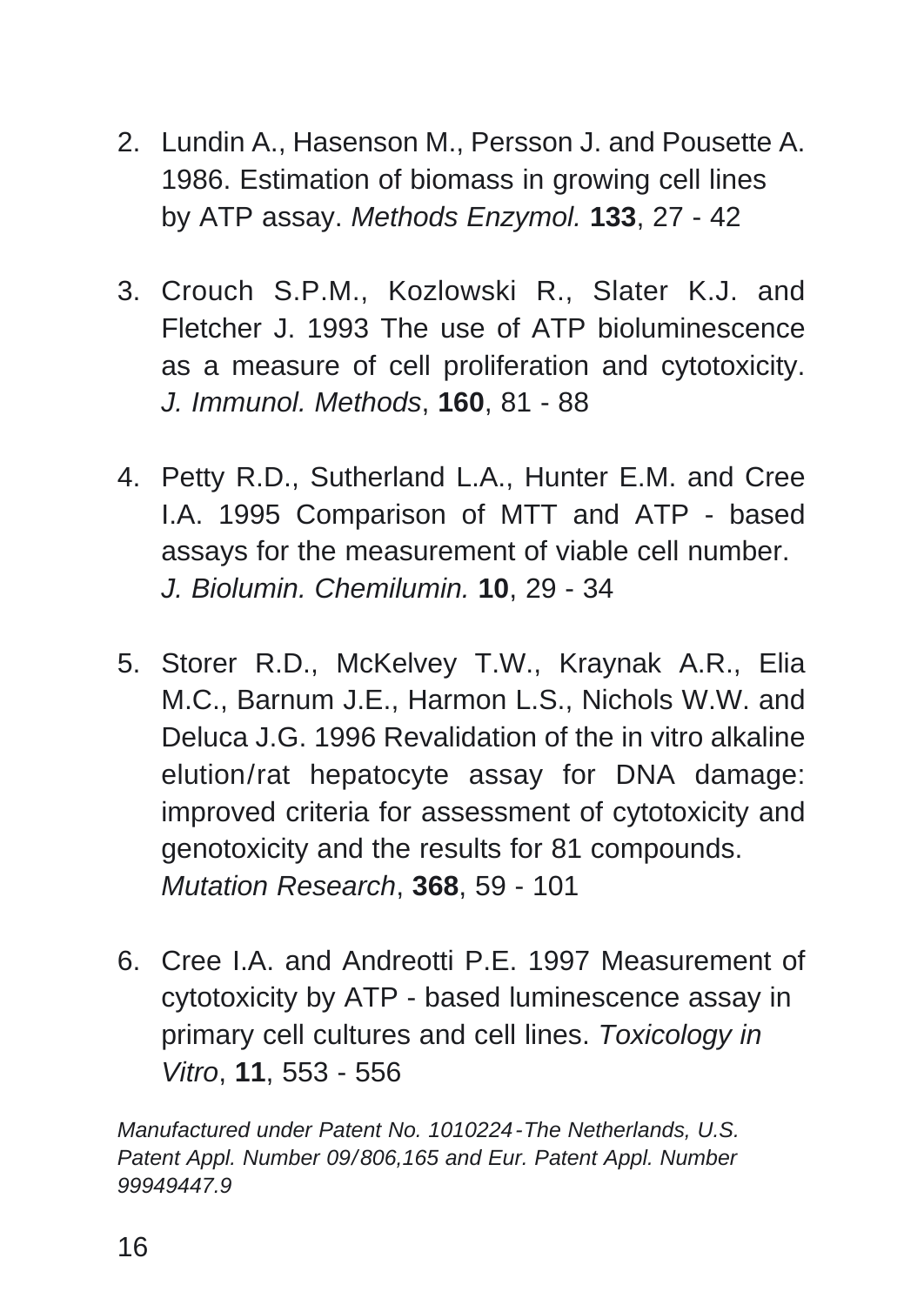2. Lundin A., Hasenson M., Persson J. and Pousette A. 1986. Estimation of biomass in growing cell lines by ATP assay. *Methods Enzymol.* **133**, 27 - 42

3. Crouch S.P.M., Kozlowski R., Slater K.J. and Fletcher J. 1993 The use of ATP bioluminescence as a measure of cell proliferation and cytotoxicity. *J. Immunol. Methods*, **160**, 81 - 88

4. Petty R.D., Sutherland L.A., Hunter E.M. and Cree I.A. 1995 Comparison of MTT and ATP - based assays for the measurement of viable cell number. *J. Biolumin. Chemilumin.* **10**, 29 - 34

5. Storer R.D., McKelvey T.W., Kraynak A.R., Elia M.C., Barnum J.E., Harmon L.S., Nichols W.W. and Deluca J.G. 1996 Revalidation of the in vitro alkaline elution/rat hepatocyte assay for DNA damage: improved criteria for assessment of cytotoxicity and genotoxicity and the results for 81 compounds. *Mutation Research*, **368**, 59 - 101

6. Cree I.A. and Andreotti P.E. 1997 Measurement of cytotoxicity by ATP - based luminescence assay in primary cell cultures and cell lines. *Toxicology in Vitro*, **11**, 553 - 556

*Manufactured under Patent No. 1010224-The Netherlands, U.S. Patent Appl. Number 09/806,165 and Eur. Patent Appl. Number 99949447.9*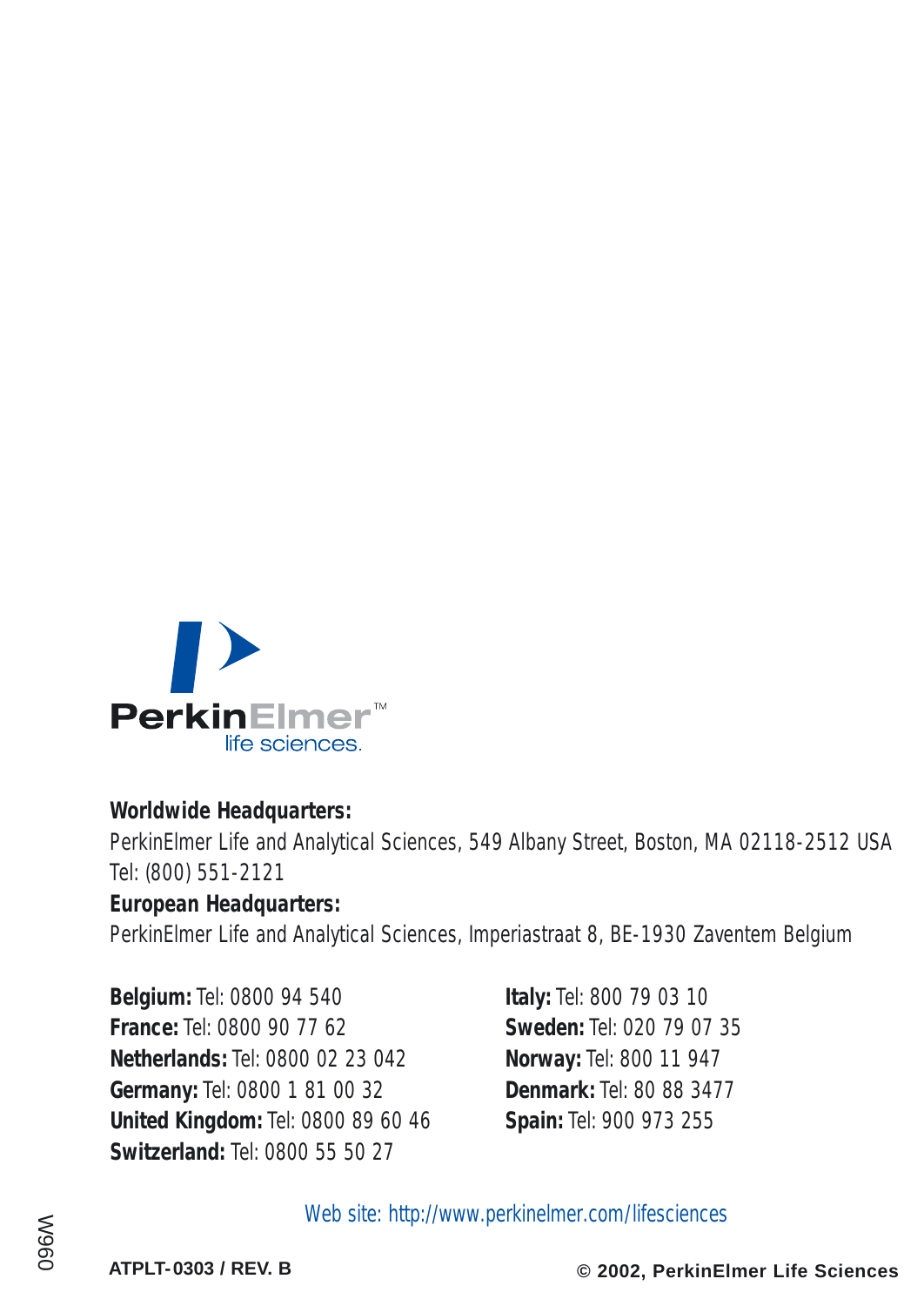PerkinElmer™

life sciences.

**Worldwide Headquarters:**

PerkinElmer Life and Analytical Sciences, 549 Albany Street, Boston, MA 02118-2512 USA
Tel: (800) 551-2121

**European Headquarters:**

PerkinElmer Life and Analytical Sciences, Imperiastraat 8, BE-1930 Zaventem Belgium

**Belgium:** Tel: 0800 94 540
**France:** Tel: 0800 90 77 62
**Netherlands:** Tel: 0800 02 23 042
**Germany:** Tel: 0800 1 81 00 32
**United Kingdom:** Tel: 0800 89 60 46
**Switzerland:** Tel: 0800 55 50 27
**Italy:** Tel: 800 79 03 10
**Sweden:** Tel: 020 79 07 35
**Norway:** Tel: 800 11 947
**Denmark:** Tel: 80 88 3477
**Spain:** Tel: 900 973 255

Web site: http://www.perkinelmer.com/lifesciences

W960

ATPLT-0303 / REV. B

© 2002, PerkinElmer Life Sciences